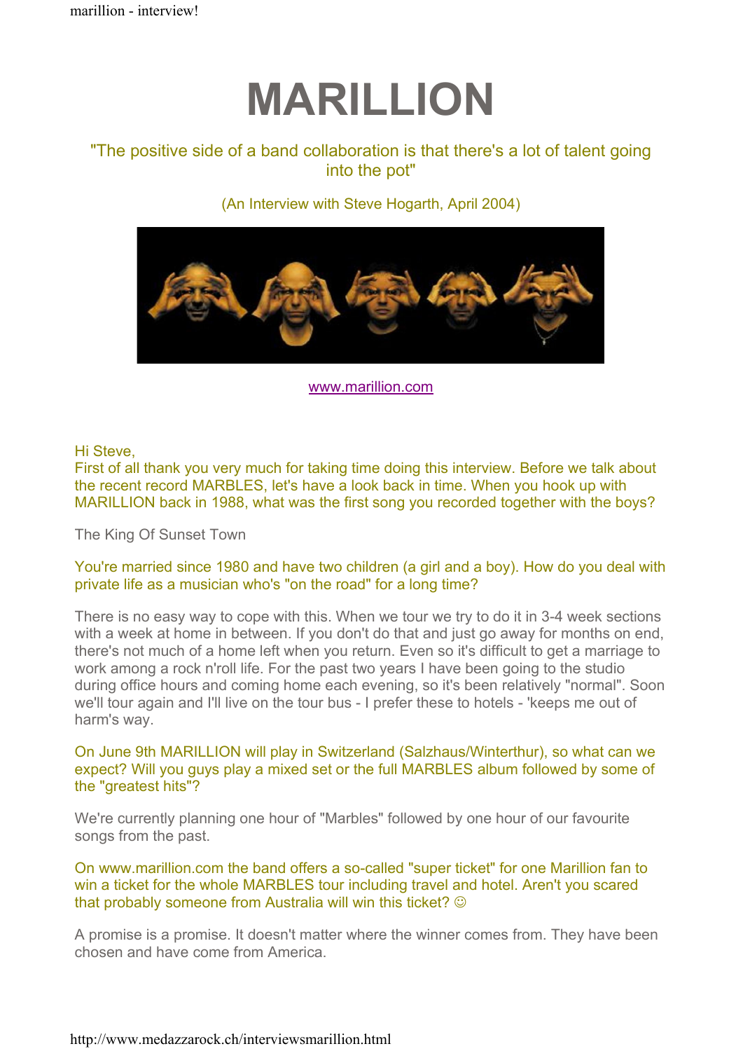# MARILLION

"The positive side of a band collaboration is that there's a lot of talent going into the pot"

(An Interview with Steve Hogarth, April 2004)

www.marillion.com

Hi Steve,
First of all thank you very much for taking time doing this interview. Before we talk about the recent record MARBLES, let's have a look back in time. When you hook up with MARILLION back in 1988, what was the first song you recorded together with the boys?

The King Of Sunset Town

You're married since 1980 and have two children (a girl and a boy). How do you deal with private life as a musician who's "on the road" for a long time?

There is no easy way to cope with this. When we tour we try to do it in 3-4 week sections with a week at home in between. If you don't do that and just go away for months on end, there's not much of a home left when you return. Even so it's difficult to get a marriage to work among a rock n'roll life. For the past two years I have been going to the studio during office hours and coming home each evening, so it's been relatively "normal". Soon we'll tour again and I'll live on the tour bus - I prefer these to hotels - 'keeps me out of harm's way.

On June 9th MARILLION will play in Switzerland (Salzhaus/Winterthur), so what can we expect? Will you guys play a mixed set or the full MARBLES album followed by some of the "greatest hits"?

We're currently planning one hour of "Marbles" followed by one hour of our favourite songs from the past.

On www.marillion.com the band offers a so-called "super ticket" for one Marillion fan to win a ticket for the whole MARBLES tour including travel and hotel. Aren't you scared that probably someone from Australia will win this ticket? ☺

A promise is a promise. It doesn't matter where the winner comes from. They have been chosen and have come from America.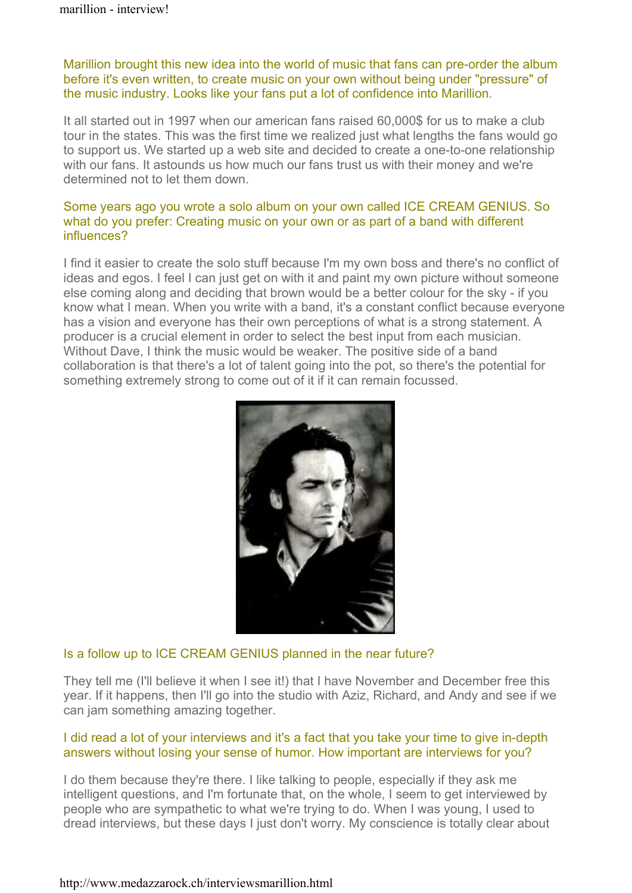Marillion brought this new idea into the world of music that fans can pre-order the album before it's even written, to create music on your own without being under "pressure" of the music industry. Looks like your fans put a lot of confidence into Marillion.

It all started out in 1997 when our american fans raised 60,000$ for us to make a club tour in the states. This was the first time we realized just what lengths the fans would go to support us. We started up a web site and decided to create a one-to-one relationship with our fans. It astounds us how much our fans trust us with their money and we're determined not to let them down.

Some years ago you wrote a solo album on your own called ICE CREAM GENIUS. So what do you prefer: Creating music on your own or as part of a band with different influences?

I find it easier to create the solo stuff because I'm my own boss and there's no conflict of ideas and egos. I feel I can just get on with it and paint my own picture without someone else coming along and deciding that brown would be a better colour for the sky - if you know what I mean. When you write with a band, it's a constant conflict because everyone has a vision and everyone has their own perceptions of what is a strong statement. A producer is a crucial element in order to select the best input from each musician. Without Dave, I think the music would be weaker. The positive side of a band collaboration is that there's a lot of talent going into the pot, so there's the potential for something extremely strong to come out of it if it can remain focussed.

Is a follow up to ICE CREAM GENIUS planned in the near future?

They tell me (I'll believe it when I see it!) that I have November and December free this year. If it happens, then I'll go into the studio with Aziz, Richard, and Andy and see if we can jam something amazing together.

I did read a lot of your interviews and it's a fact that you take your time to give in-depth answers without losing your sense of humor. How important are interviews for you?

I do them because they're there. I like talking to people, especially if they ask me intelligent questions, and I'm fortunate that, on the whole, I seem to get interviewed by people who are sympathetic to what we're trying to do. When I was young, I used to dread interviews, but these days I just don't worry. My conscience is totally clear about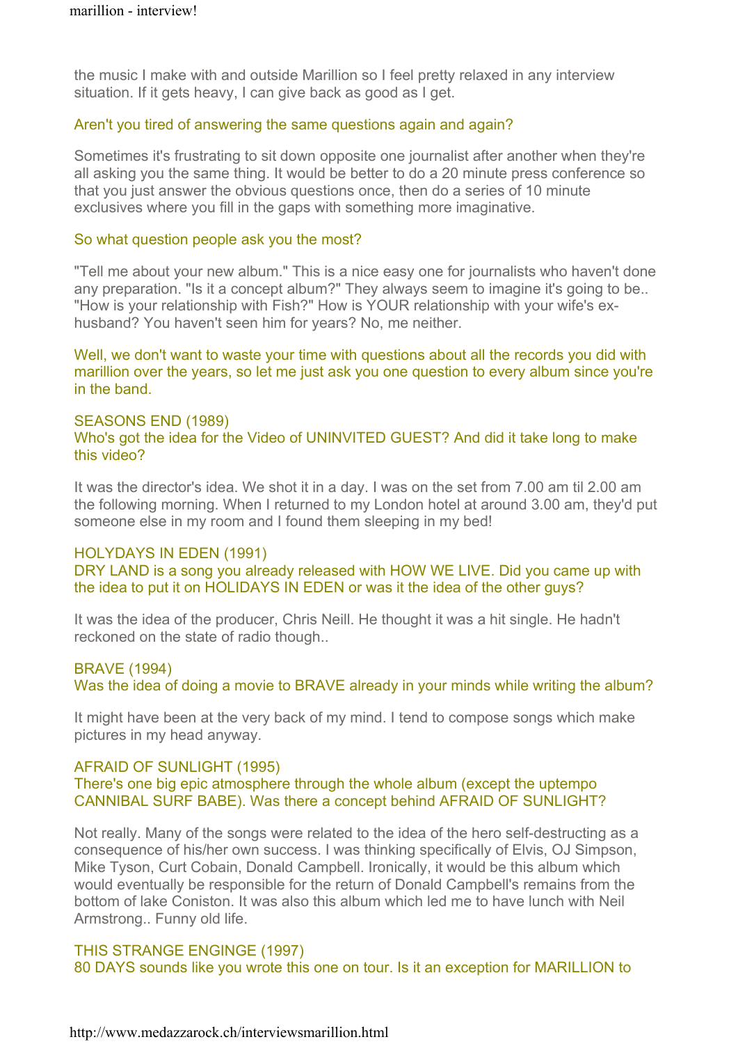the music I make with and outside Marillion so I feel pretty relaxed in any interview situation. If it gets heavy, I can give back as good as I get.

Aren't you tired of answering the same questions again and again?

Sometimes it's frustrating to sit down opposite one journalist after another when they're all asking you the same thing. It would be better to do a 20 minute press conference so that you just answer the obvious questions once, then do a series of 10 minute exclusives where you fill in the gaps with something more imaginative.

So what question people ask you the most?

"Tell me about your new album." This is a nice easy one for journalists who haven't done any preparation. "Is it a concept album?" They always seem to imagine it's going to be.. "How is your relationship with Fish?" How is YOUR relationship with your wife's ex-husband? You haven't seen him for years? No, me neither.

Well, we don't want to waste your time with questions about all the records you did with marillion over the years, so let me just ask you one question to every album since you're in the band.

SEASONS END (1989)
Who's got the idea for the Video of UNINVITED GUEST? And did it take long to make this video?

It was the director's idea. We shot it in a day. I was on the set from 7.00 am til 2.00 am the following morning. When I returned to my London hotel at around 3.00 am, they'd put someone else in my room and I found them sleeping in my bed!

HOLYDAYS IN EDEN (1991)
DRY LAND is a song you already released with HOW WE LIVE. Did you came up with the idea to put it on HOLIDAYS IN EDEN or was it the idea of the other guys?

It was the idea of the producer, Chris Neill. He thought it was a hit single. He hadn't reckoned on the state of radio though..

BRAVE (1994)
Was the idea of doing a movie to BRAVE already in your minds while writing the album?

It might have been at the very back of my mind. I tend to compose songs which make pictures in my head anyway.

AFRAID OF SUNLIGHT (1995)
There's one big epic atmosphere through the whole album (except the uptempo CANNIBAL SURF BABE). Was there a concept behind AFRAID OF SUNLIGHT?

Not really. Many of the songs were related to the idea of the hero self-destructing as a consequence of his/her own success. I was thinking specifically of Elvis, OJ Simpson, Mike Tyson, Curt Cobain, Donald Campbell. Ironically, it would be this album which would eventually be responsible for the return of Donald Campbell's remains from the bottom of lake Coniston. It was also this album which led me to have lunch with Neil Armstrong.. Funny old life.

THIS STRANGE ENGINGE (1997)
80 DAYS sounds like you wrote this one on tour. Is it an exception for MARILLION to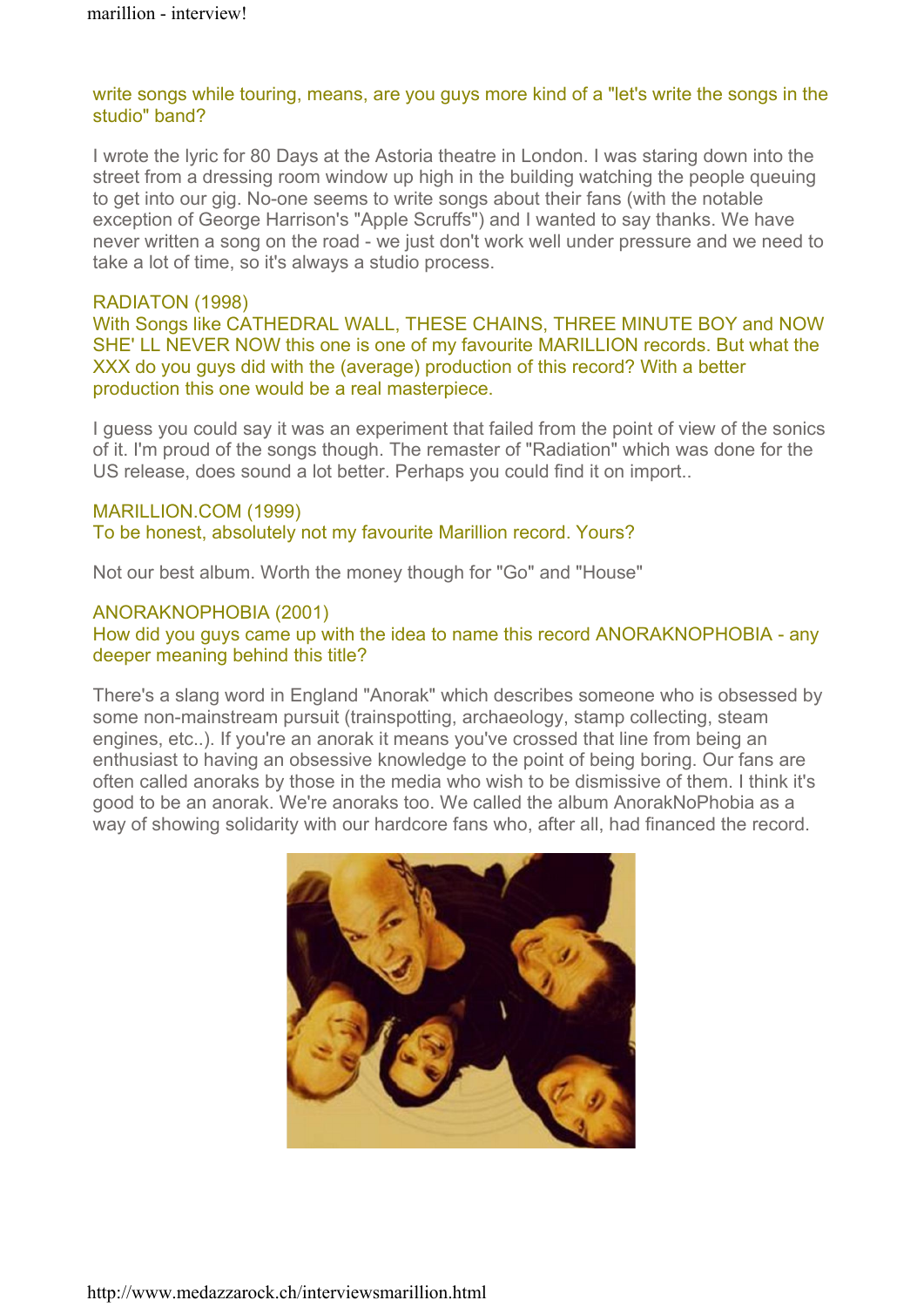write songs while touring, means, are you guys more kind of a "let's write the songs in the studio" band?

I wrote the lyric for 80 Days at the Astoria theatre in London. I was staring down into the street from a dressing room window up high in the building watching the people queuing to get into our gig. No-one seems to write songs about their fans (with the notable exception of George Harrison's "Apple Scruffs") and I wanted to say thanks. We have never written a song on the road - we just don't work well under pressure and we need to take a lot of time, so it's always a studio process.

RADIATON (1998)
With Songs like CATHEDRAL WALL, THESE CHAINS, THREE MINUTE BOY and NOW SHE' LL NEVER NOW this one is one of my favourite MARILLION records. But what the XXX do you guys did with the (average) production of this record? With a better production this one would be a real masterpiece.

I guess you could say it was an experiment that failed from the point of view of the sonics of it. I'm proud of the songs though. The remaster of "Radiation" which was done for the US release, does sound a lot better. Perhaps you could find it on import..

MARILLION.COM (1999)
To be honest, absolutely not my favourite Marillion record. Yours?

Not our best album. Worth the money though for "Go" and "House"

ANORAKNOPHOBIA (2001)
How did you guys came up with the idea to name this record ANORAKNOPHOBIA - any deeper meaning behind this title?

There's a slang word in England "Anorak" which describes someone who is obsessed by some non-mainstream pursuit (trainspotting, archaeology, stamp collecting, steam engines, etc..). If you're an anorak it means you've crossed that line from being an enthusiast to having an obsessive knowledge to the point of being boring. Our fans are often called anoraks by those in the media who wish to be dismissive of them. I think it's good to be an anorak. We're anoraks too. We called the album AnorakNoPhobia as a way of showing solidarity with our hardcore fans who, after all, had financed the record.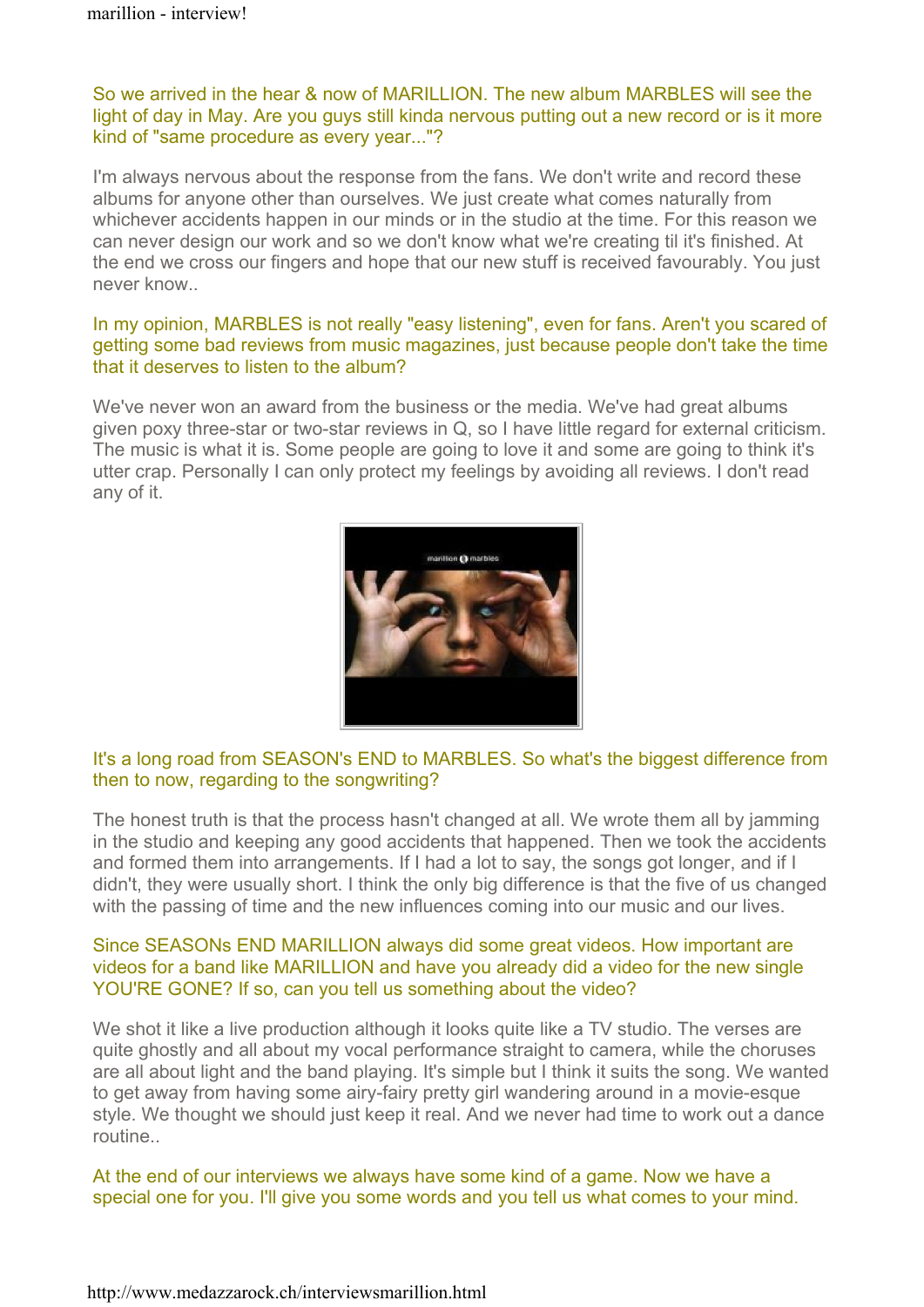So we arrived in the hear & now of MARILLION. The new album MARBLES will see the light of day in May. Are you guys still kinda nervous putting out a new record or is it more kind of "same procedure as every year..."?

I'm always nervous about the response from the fans. We don't write and record these albums for anyone other than ourselves. We just create what comes naturally from whichever accidents happen in our minds or in the studio at the time. For this reason we can never design our work and so we don't know what we're creating til it's finished. At the end we cross our fingers and hope that our new stuff is received favourably. You just never know..

In my opinion, MARBLES is not really "easy listening", even for fans. Aren't you scared of getting some bad reviews from music magazines, just because people don't take the time that it deserves to listen to the album?

We've never won an award from the business or the media. We've had great albums given poxy three-star or two-star reviews in Q, so I have little regard for external criticism. The music is what it is. Some people are going to love it and some are going to think it's utter crap. Personally I can only protect my feelings by avoiding all reviews. I don't read any of it.

It's a long road from SEASON's END to MARBLES. So what's the biggest difference from then to now, regarding to the songwriting?

The honest truth is that the process hasn't changed at all. We wrote them all by jamming in the studio and keeping any good accidents that happened. Then we took the accidents and formed them into arrangements. If I had a lot to say, the songs got longer, and if I didn't, they were usually short. I think the only big difference is that the five of us changed with the passing of time and the new influences coming into our music and our lives.

Since SEASONs END MARILLION always did some great videos. How important are videos for a band like MARILLION and have you already did a video for the new single YOU'RE GONE? If so, can you tell us something about the video?

We shot it like a live production although it looks quite like a TV studio. The verses are quite ghostly and all about my vocal performance straight to camera, while the choruses are all about light and the band playing. It's simple but I think it suits the song. We wanted to get away from having some airy-fairy pretty girl wandering around in a movie-esque style. We thought we should just keep it real. And we never had time to work out a dance routine..

At the end of our interviews we always have some kind of a game. Now we have a special one for you. I'll give you some words and you tell us what comes to your mind.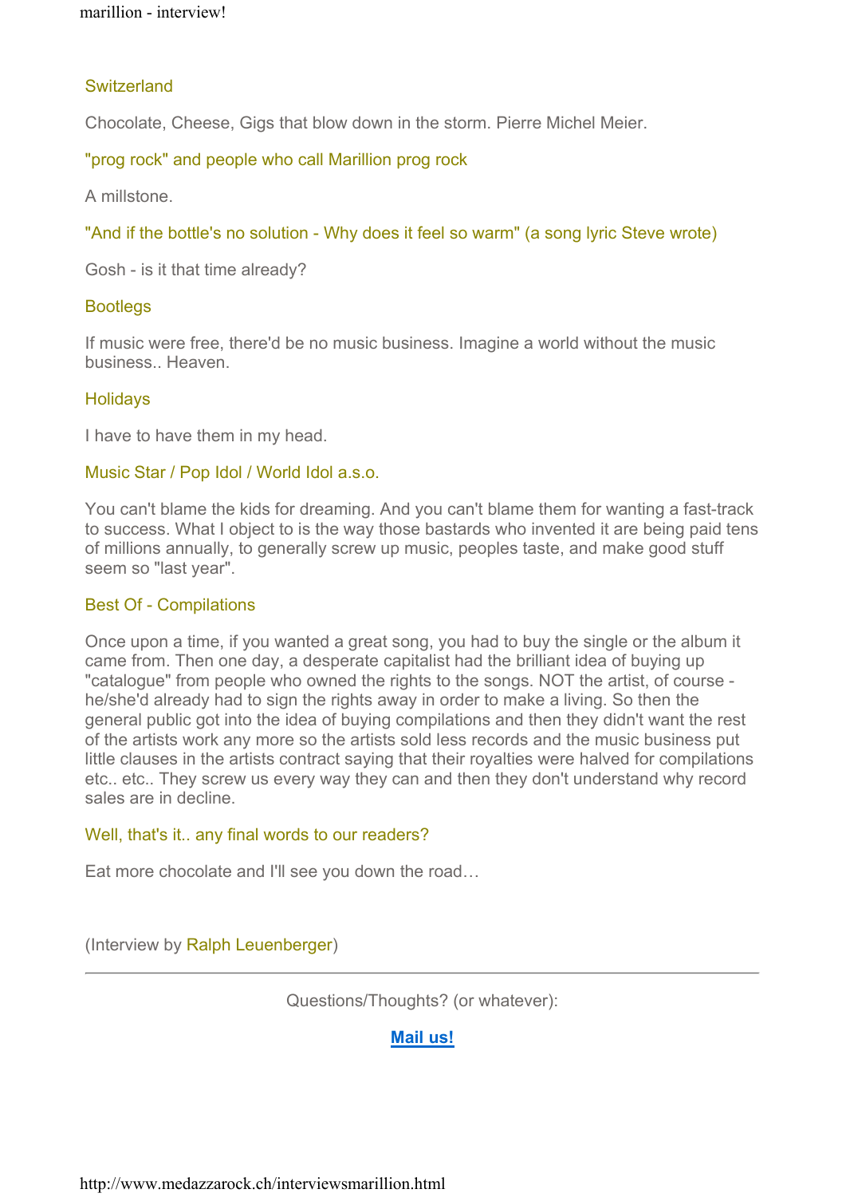**Switzerland**

Chocolate, Cheese, Gigs that blow down in the storm. Pierre Michel Meier.

**"prog rock" and people who call Marillion prog rock**

A millstone.

**"And if the bottle's no solution - Why does it feel so warm" (a song lyric Steve wrote)**

Gosh - is it that time already?

**Bootlegs**

If music were free, there'd be no music business. Imagine a world without the music business.. Heaven.

**Holidays**

I have to have them in my head.

**Music Star / Pop Idol / World Idol a.s.o.**

You can't blame the kids for dreaming. And you can't blame them for wanting a fast-track to success. What I object to is the way those bastards who invented it are being paid tens of millions annually, to generally screw up music, peoples taste, and make good stuff seem so "last year".

**Best Of - Compilations**

Once upon a time, if you wanted a great song, you had to buy the single or the album it came from. Then one day, a desperate capitalist had the brilliant idea of buying up "catalogue" from people who owned the rights to the songs. NOT the artist, of course - he/she'd already had to sign the rights away in order to make a living. So then the general public got into the idea of buying compilations and then they didn't want the rest of the artists work any more so the artists sold less records and the music business put little clauses in the artists contract saying that their royalties were halved for compilations etc.. etc.. They screw us every way they can and then they don't understand why record sales are in decline.

**Well, that's it.. any final words to our readers?**

Eat more chocolate and I'll see you down the road…

(Interview by Ralph Leuenberger)

---

Questions/Thoughts? (or whatever):

**Mail us!**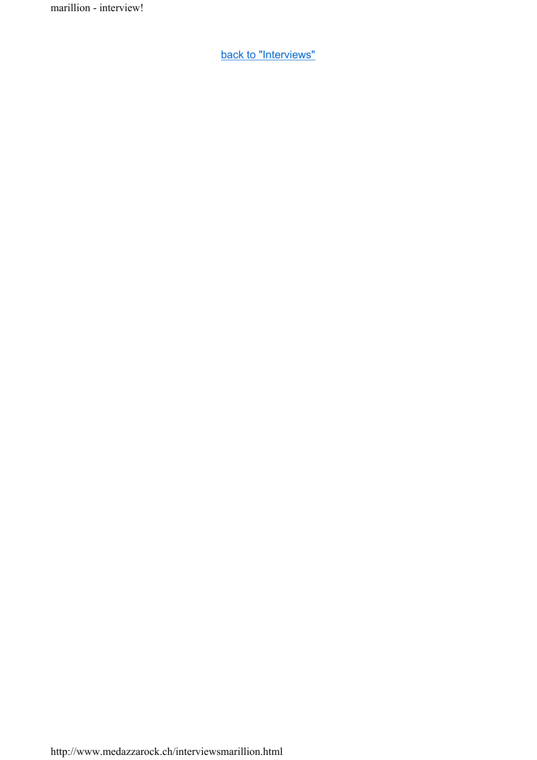[back to "Interviews"]